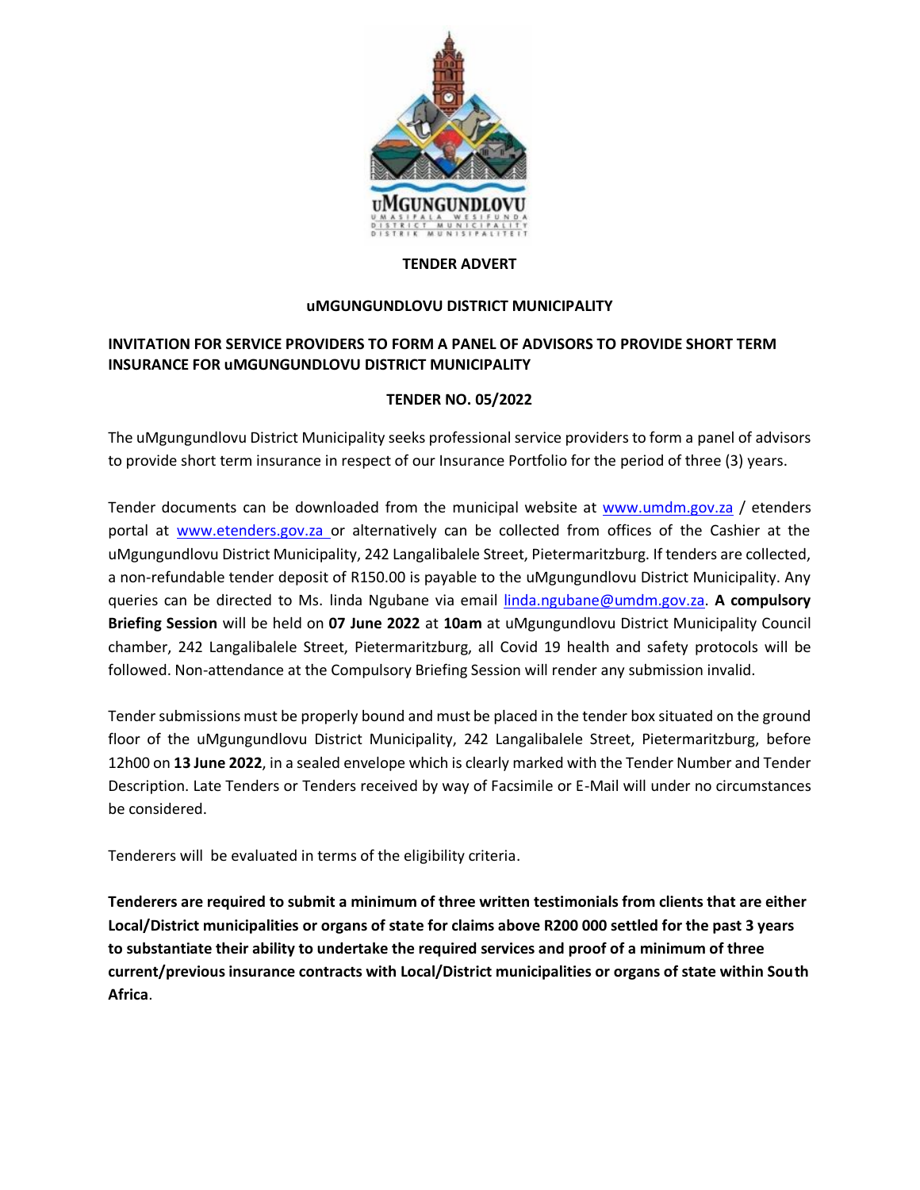**TENDER ADVERT**

**uMGUNGUNDLOVU DISTRICT MUNICIPALITY**

**INVITATION FOR SERVICE PROVIDERS TO FORM A PANEL OF ADVISORS TO PROVIDE SHORT TERM INSURANCE FOR uMGUNGUNDLOVU DISTRICT MUNICIPALITY**

**TENDER NO. 05/2022**

The uMgungundlovu District Municipality seeks professional service providers to form a panel of advisors to provide short term insurance in respect of our Insurance Portfolio for the period of three (3) years.

Tender documents can be downloaded from the municipal website at www.umdm.gov.za / etenders portal at www.etenders.gov.za or alternatively can be collected from offices of the Cashier at the uMgungundlovu District Municipality, 242 Langalibalele Street, Pietermaritzburg. If tenders are collected, a non-refundable tender deposit of R150.00 is payable to the uMgungundlovu District Municipality. Any queries can be directed to Ms. linda Ngubane via email linda.ngubane@umdm.gov.za. **A compulsory Briefing Session** will be held on **07 June 2022** at **10am** at uMgungundlovu District Municipality Council chamber, 242 Langalibalele Street, Pietermaritzburg, all Covid 19 health and safety protocols will be followed. Non-attendance at the Compulsory Briefing Session will render any submission invalid.

Tender submissions must be properly bound and must be placed in the tender box situated on the ground floor of the uMgungundlovu District Municipality, 242 Langalibalele Street, Pietermaritzburg, before 12h00 on **13 June 2022**, in a sealed envelope which is clearly marked with the Tender Number and Tender Description. Late Tenders or Tenders received by way of Facsimile or E-Mail will under no circumstances be considered.

Tenderers will be evaluated in terms of the eligibility criteria.

**Tenderers are required to submit a minimum of three written testimonials from clients that are either Local/District municipalities or organs of state for claims above R200 000 settled for the past 3 years to substantiate their ability to undertake the required services and proof of a minimum of three current/previous insurance contracts with Local/District municipalities or organs of state within South Africa**.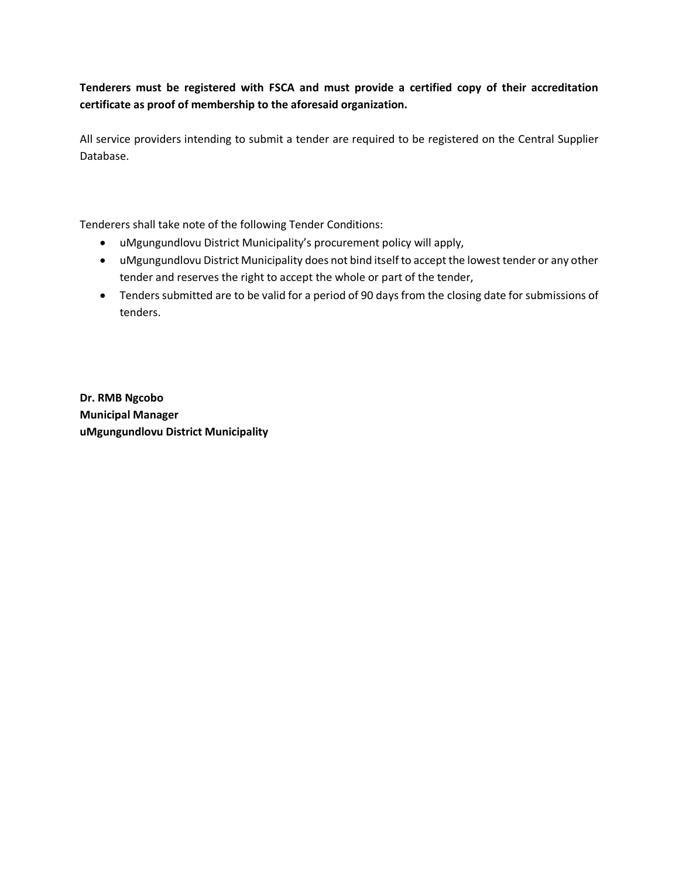**Tenderers must be registered with FSCA and must provide a certified copy of their accreditation certificate as proof of membership to the aforesaid organization.**

All service providers intending to submit a tender are required to be registered on the Central Supplier Database.

Tenderers shall take note of the following Tender Conditions:

- uMgungundlovu District Municipality's procurement policy will apply,
- uMgungundlovu District Municipality does not bind itself to accept the lowest tender or any other tender and reserves the right to accept the whole or part of the tender,
- Tenders submitted are to be valid for a period of 90 days from the closing date for submissions of tenders.

**Dr. RMB Ngcobo**
**Municipal Manager**
**uMgungundlovu District Municipality**